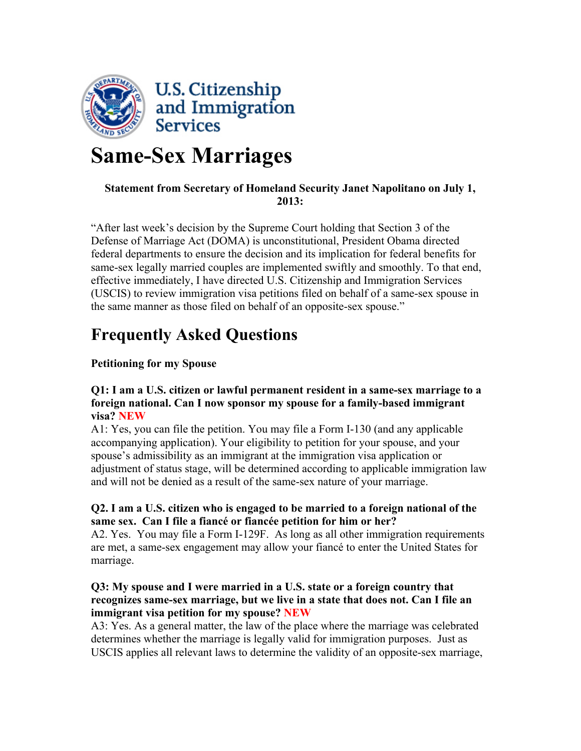U.S. Citizenship and Immigration Services

# Same-Sex Marriages

**Statement from Secretary of Homeland Security Janet Napolitano on July 1, 2013:**

"After last week's decision by the Supreme Court holding that Section 3 of the Defense of Marriage Act (DOMA) is unconstitutional, President Obama directed federal departments to ensure the decision and its implication for federal benefits for same-sex legally married couples are implemented swiftly and smoothly. To that end, effective immediately, I have directed U.S. Citizenship and Immigration Services (USCIS) to review immigration visa petitions filed on behalf of a same-sex spouse in the same manner as those filed on behalf of an opposite-sex spouse."

## Frequently Asked Questions

**Petitioning for my Spouse**

**Q1: I am a U.S. citizen or lawful permanent resident in a same-sex marriage to a foreign national. Can I now sponsor my spouse for a family-based immigrant visa? NEW**

A1: Yes, you can file the petition. You may file a Form I-130 (and any applicable accompanying application). Your eligibility to petition for your spouse, and your spouse's admissibility as an immigrant at the immigration visa application or adjustment of status stage, will be determined according to applicable immigration law and will not be denied as a result of the same-sex nature of your marriage.

**Q2. I am a U.S. citizen who is engaged to be married to a foreign national of the same sex. Can I file a fiancé or fiancée petition for him or her?**

A2. Yes. You may file a Form I-129F. As long as all other immigration requirements are met, a same-sex engagement may allow your fiancé to enter the United States for marriage.

**Q3: My spouse and I were married in a U.S. state or a foreign country that recognizes same-sex marriage, but we live in a state that does not. Can I file an immigrant visa petition for my spouse? NEW**

A3: Yes. As a general matter, the law of the place where the marriage was celebrated determines whether the marriage is legally valid for immigration purposes. Just as USCIS applies all relevant laws to determine the validity of an opposite-sex marriage,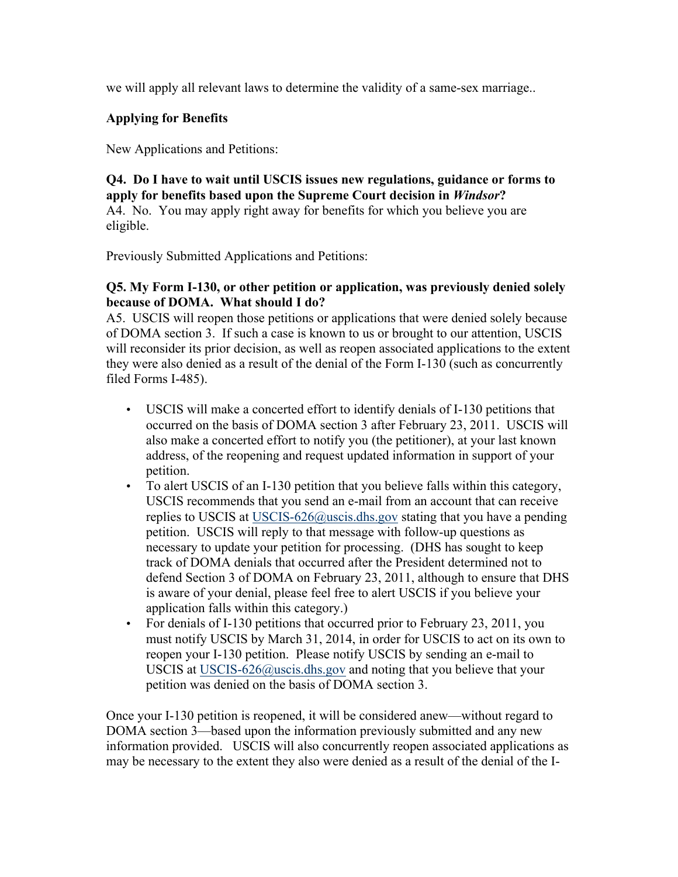we will apply all relevant laws to determine the validity of a same-sex marriage..

**Applying for Benefits**

New Applications and Petitions:

**Q4. Do I have to wait until USCIS issues new regulations, guidance or forms to apply for benefits based upon the Supreme Court decision in *Windsor*?**
A4. No. You may apply right away for benefits for which you believe you are eligible.

Previously Submitted Applications and Petitions:

**Q5. My Form I-130, or other petition or application, was previously denied solely because of DOMA. What should I do?**
A5. USCIS will reopen those petitions or applications that were denied solely because of DOMA section 3. If such a case is known to us or brought to our attention, USCIS will reconsider its prior decision, as well as reopen associated applications to the extent they were also denied as a result of the denial of the Form I-130 (such as concurrently filed Forms I-485).

- USCIS will make a concerted effort to identify denials of I-130 petitions that occurred on the basis of DOMA section 3 after February 23, 2011. USCIS will also make a concerted effort to notify you (the petitioner), at your last known address, of the reopening and request updated information in support of your petition.
- To alert USCIS of an I-130 petition that you believe falls within this category, USCIS recommends that you send an e-mail from an account that can receive replies to USCIS at USCIS-626@uscis.dhs.gov stating that you have a pending petition. USCIS will reply to that message with follow-up questions as necessary to update your petition for processing. (DHS has sought to keep track of DOMA denials that occurred after the President determined not to defend Section 3 of DOMA on February 23, 2011, although to ensure that DHS is aware of your denial, please feel free to alert USCIS if you believe your application falls within this category.)
- For denials of I-130 petitions that occurred prior to February 23, 2011, you must notify USCIS by March 31, 2014, in order for USCIS to act on its own to reopen your I-130 petition. Please notify USCIS by sending an e-mail to USCIS at USCIS-626@uscis.dhs.gov and noting that you believe that your petition was denied on the basis of DOMA section 3.

Once your I-130 petition is reopened, it will be considered anew—without regard to DOMA section 3—based upon the information previously submitted and any new information provided. USCIS will also concurrently reopen associated applications as may be necessary to the extent they also were denied as a result of the denial of the I-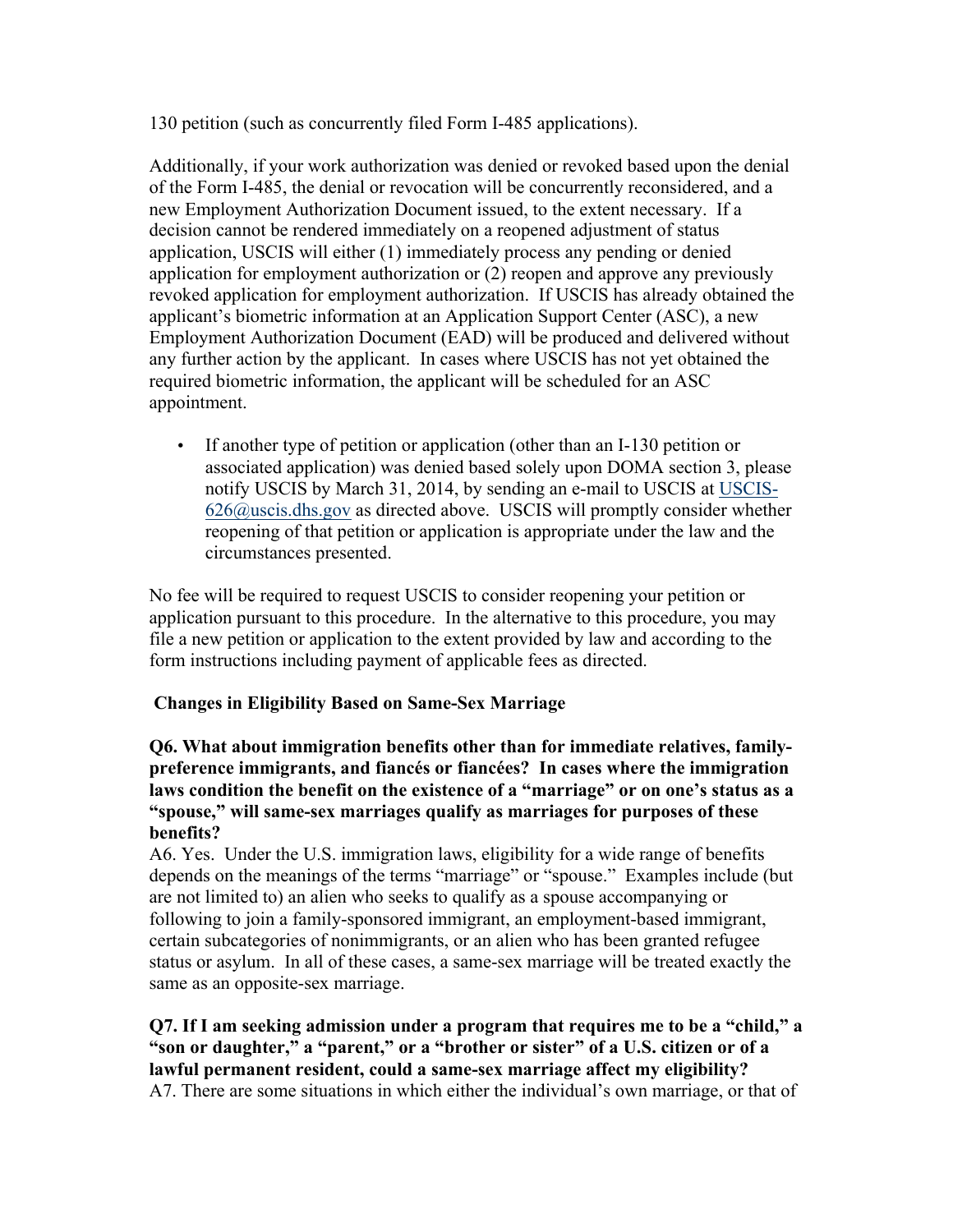130 petition (such as concurrently filed Form I-485 applications).

Additionally, if your work authorization was denied or revoked based upon the denial of the Form I-485, the denial or revocation will be concurrently reconsidered, and a new Employment Authorization Document issued, to the extent necessary. If a decision cannot be rendered immediately on a reopened adjustment of status application, USCIS will either (1) immediately process any pending or denied application for employment authorization or (2) reopen and approve any previously revoked application for employment authorization. If USCIS has already obtained the applicant's biometric information at an Application Support Center (ASC), a new Employment Authorization Document (EAD) will be produced and delivered without any further action by the applicant. In cases where USCIS has not yet obtained the required biometric information, the applicant will be scheduled for an ASC appointment.

- If another type of petition or application (other than an I-130 petition or associated application) was denied based solely upon DOMA section 3, please notify USCIS by March 31, 2014, by sending an e-mail to USCIS at USCIS-626@uscis.dhs.gov as directed above. USCIS will promptly consider whether reopening of that petition or application is appropriate under the law and the circumstances presented.

No fee will be required to request USCIS to consider reopening your petition or application pursuant to this procedure. In the alternative to this procedure, you may file a new petition or application to the extent provided by law and according to the form instructions including payment of applicable fees as directed.

**Changes in Eligibility Based on Same-Sex Marriage**

**Q6. What about immigration benefits other than for immediate relatives, family-preference immigrants, and fiancés or fiancées? In cases where the immigration laws condition the benefit on the existence of a "marriage" or on one's status as a "spouse," will same-sex marriages qualify as marriages for purposes of these benefits?**

A6. Yes. Under the U.S. immigration laws, eligibility for a wide range of benefits depends on the meanings of the terms "marriage" or "spouse." Examples include (but are not limited to) an alien who seeks to qualify as a spouse accompanying or following to join a family-sponsored immigrant, an employment-based immigrant, certain subcategories of nonimmigrants, or an alien who has been granted refugee status or asylum. In all of these cases, a same-sex marriage will be treated exactly the same as an opposite-sex marriage.

**Q7. If I am seeking admission under a program that requires me to be a "child," a "son or daughter," a "parent," or a "brother or sister" of a U.S. citizen or of a lawful permanent resident, could a same-sex marriage affect my eligibility?**

A7. There are some situations in which either the individual's own marriage, or that of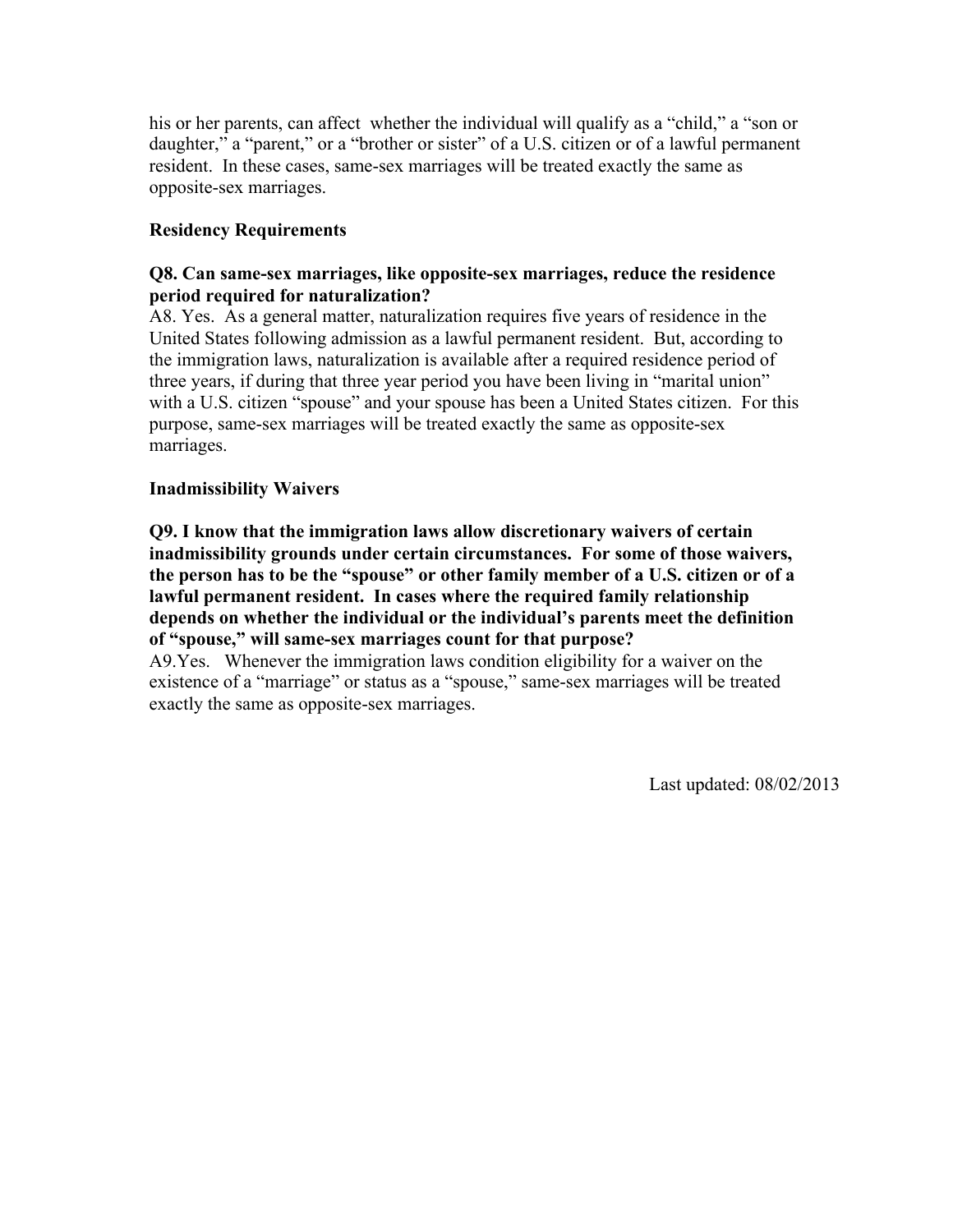his or her parents, can affect whether the individual will qualify as a "child," a "son or daughter," a "parent," or a "brother or sister" of a U.S. citizen or of a lawful permanent resident. In these cases, same-sex marriages will be treated exactly the same as opposite-sex marriages.

**Residency Requirements**

**Q8. Can same-sex marriages, like opposite-sex marriages, reduce the residence period required for naturalization?**

A8. Yes. As a general matter, naturalization requires five years of residence in the United States following admission as a lawful permanent resident. But, according to the immigration laws, naturalization is available after a required residence period of three years, if during that three year period you have been living in "marital union" with a U.S. citizen "spouse" and your spouse has been a United States citizen. For this purpose, same-sex marriages will be treated exactly the same as opposite-sex marriages.

**Inadmissibility Waivers**

**Q9. I know that the immigration laws allow discretionary waivers of certain inadmissibility grounds under certain circumstances. For some of those waivers, the person has to be the "spouse" or other family member of a U.S. citizen or of a lawful permanent resident. In cases where the required family relationship depends on whether the individual or the individual's parents meet the definition of "spouse," will same-sex marriages count for that purpose?**

A9.Yes. Whenever the immigration laws condition eligibility for a waiver on the existence of a "marriage" or status as a "spouse," same-sex marriages will be treated exactly the same as opposite-sex marriages.

Last updated: 08/02/2013